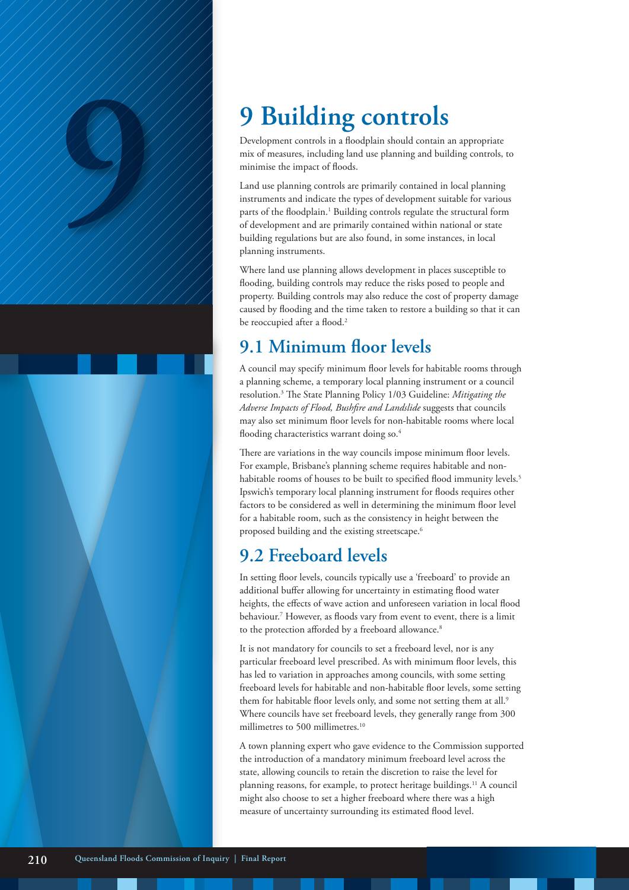# 9 Building controls

Development controls in a floodplain should contain an appropriate mix of measures, including land use planning and building controls, to minimise the impact of floods.

Land use planning controls are primarily contained in local planning instruments and indicate the types of development suitable for various parts of the floodplain.[1] Building controls regulate the structural form of development and are primarily contained within national or state building regulations but are also found, in some instances, in local planning instruments.

Where land use planning allows development in places susceptible to flooding, building controls may reduce the risks posed to people and property. Building controls may also reduce the cost of property damage caused by flooding and the time taken to restore a building so that it can be reoccupied after a flood.[2]

## 9.1 Minimum floor levels

A council may specify minimum floor levels for habitable rooms through a planning scheme, a temporary local planning instrument or a council resolution.[3] The State Planning Policy 1/03 Guideline: *Mitigating the Adverse Impacts of Flood, Bushfire and Landslide* suggests that councils may also set minimum floor levels for non-habitable rooms where local flooding characteristics warrant doing so.[4]

There are variations in the way councils impose minimum floor levels. For example, Brisbane's planning scheme requires habitable and non-habitable rooms of houses to be built to specified flood immunity levels.[5] Ipswich's temporary local planning instrument for floods requires other factors to be considered as well in determining the minimum floor level for a habitable room, such as the consistency in height between the proposed building and the existing streetscape.[6]

## 9.2 Freeboard levels

In setting floor levels, councils typically use a 'freeboard' to provide an additional buffer allowing for uncertainty in estimating flood water heights, the effects of wave action and unforeseen variation in local flood behaviour.[7] However, as floods vary from event to event, there is a limit to the protection afforded by a freeboard allowance.[8]

It is not mandatory for councils to set a freeboard level, nor is any particular freeboard level prescribed. As with minimum floor levels, this has led to variation in approaches among councils, with some setting freeboard levels for habitable and non-habitable floor levels, some setting them for habitable floor levels only, and some not setting them at all.[9] Where councils have set freeboard levels, they generally range from 300 millimetres to 500 millimetres.[10]

A town planning expert who gave evidence to the Commission supported the introduction of a mandatory minimum freeboard level across the state, allowing councils to retain the discretion to raise the level for planning reasons, for example, to protect heritage buildings.[11] A council might also choose to set a higher freeboard where there was a high measure of uncertainty surrounding its estimated flood level.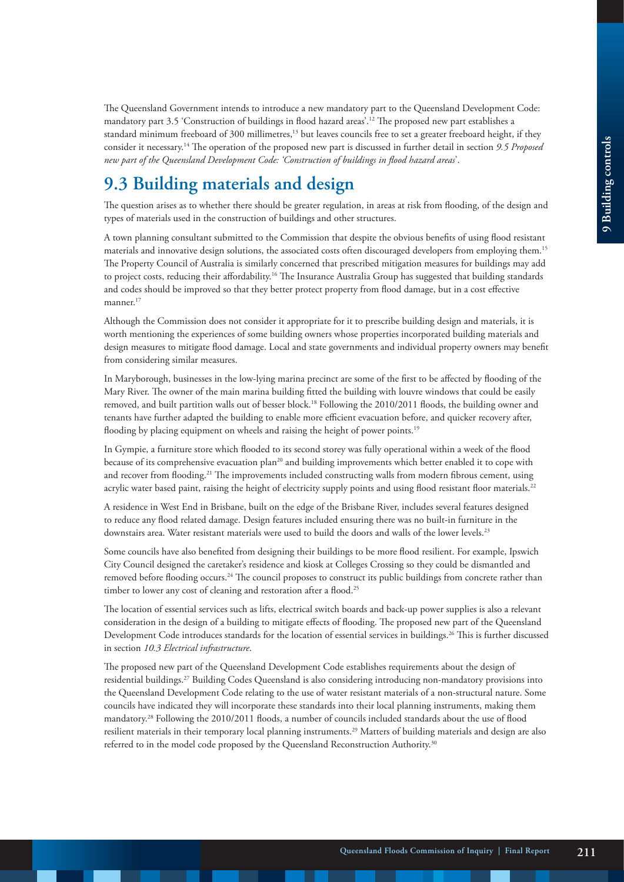The Queensland Government intends to introduce a new mandatory part to the Queensland Development Code: mandatory part 3.5 'Construction of buildings in flood hazard areas'.[12] The proposed new part establishes a standard minimum freeboard of 300 millimetres,[13] but leaves councils free to set a greater freeboard height, if they consider it necessary.[14] The operation of the proposed new part is discussed in further detail in section *9.5 Proposed new part of the Queensland Development Code: 'Construction of buildings in flood hazard areas'*.

## 9.3 Building materials and design

The question arises as to whether there should be greater regulation, in areas at risk from flooding, of the design and types of materials used in the construction of buildings and other structures.

A town planning consultant submitted to the Commission that despite the obvious benefits of using flood resistant materials and innovative design solutions, the associated costs often discouraged developers from employing them.[15] The Property Council of Australia is similarly concerned that prescribed mitigation measures for buildings may add to project costs, reducing their affordability.[16] The Insurance Australia Group has suggested that building standards and codes should be improved so that they better protect property from flood damage, but in a cost effective manner.[17]

Although the Commission does not consider it appropriate for it to prescribe building design and materials, it is worth mentioning the experiences of some building owners whose properties incorporated building materials and design measures to mitigate flood damage. Local and state governments and individual property owners may benefit from considering similar measures.

In Maryborough, businesses in the low-lying marina precinct are some of the first to be affected by flooding of the Mary River. The owner of the main marina building fitted the building with louvre windows that could be easily removed, and built partition walls out of besser block.[18] Following the 2010/2011 floods, the building owner and tenants have further adapted the building to enable more efficient evacuation before, and quicker recovery after, flooding by placing equipment on wheels and raising the height of power points.[19]

In Gympie, a furniture store which flooded to its second storey was fully operational within a week of the flood because of its comprehensive evacuation plan[20] and building improvements which better enabled it to cope with and recover from flooding.[21] The improvements included constructing walls from modern fibrous cement, using acrylic water based paint, raising the height of electricity supply points and using flood resistant floor materials.[22]

A residence in West End in Brisbane, built on the edge of the Brisbane River, includes several features designed to reduce any flood related damage. Design features included ensuring there was no built-in furniture in the downstairs area. Water resistant materials were used to build the doors and walls of the lower levels.[23]

Some councils have also benefited from designing their buildings to be more flood resilient. For example, Ipswich City Council designed the caretaker's residence and kiosk at Colleges Crossing so they could be dismantled and removed before flooding occurs.[24] The council proposes to construct its public buildings from concrete rather than timber to lower any cost of cleaning and restoration after a flood.[25]

The location of essential services such as lifts, electrical switch boards and back-up power supplies is also a relevant consideration in the design of a building to mitigate effects of flooding. The proposed new part of the Queensland Development Code introduces standards for the location of essential services in buildings.[26] This is further discussed in section *10.3 Electrical infrastructure*.

The proposed new part of the Queensland Development Code establishes requirements about the design of residential buildings.[27] Building Codes Queensland is also considering introducing non-mandatory provisions into the Queensland Development Code relating to the use of water resistant materials of a non-structural nature. Some councils have indicated they will incorporate these standards into their local planning instruments, making them mandatory.[28] Following the 2010/2011 floods, a number of councils included standards about the use of flood resilient materials in their temporary local planning instruments.[29] Matters of building materials and design are also referred to in the model code proposed by the Queensland Reconstruction Authority.[30]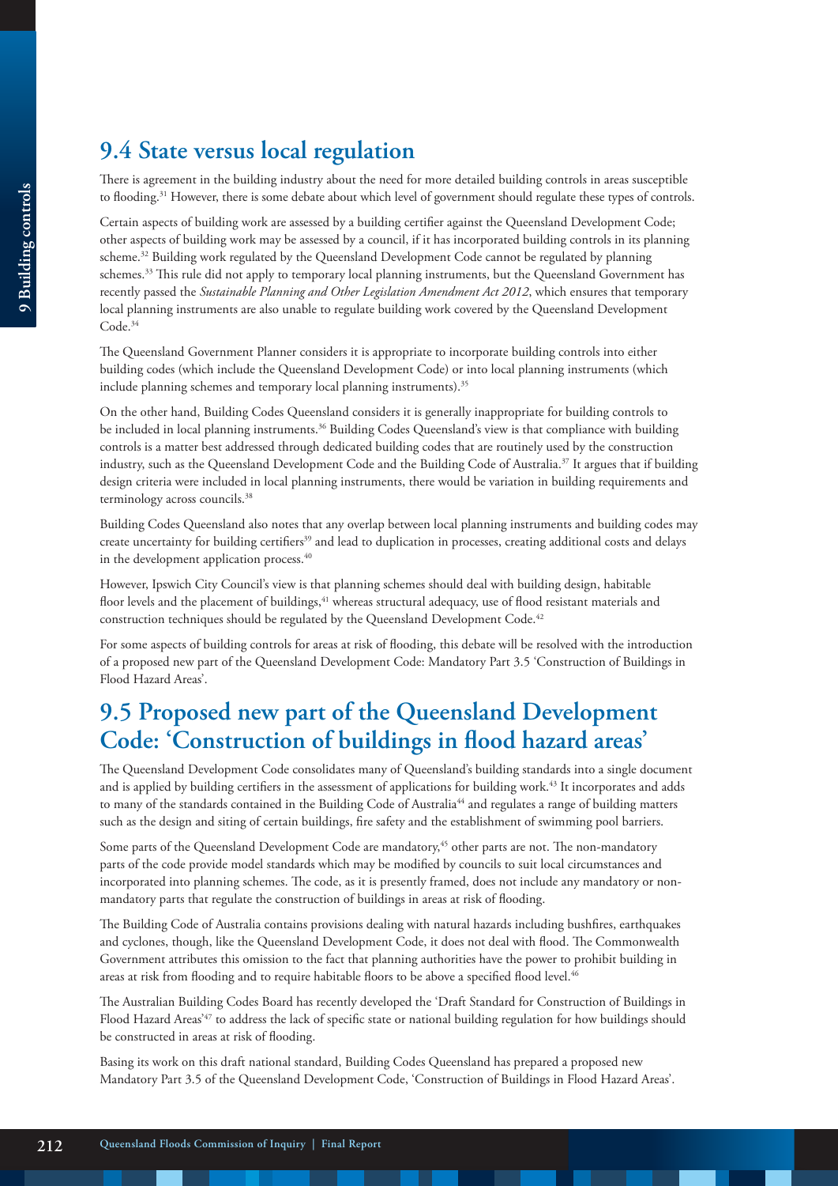## 9.4 State versus local regulation

There is agreement in the building industry about the need for more detailed building controls in areas susceptible to flooding.[31] However, there is some debate about which level of government should regulate these types of controls.

Certain aspects of building work are assessed by a building certifier against the Queensland Development Code; other aspects of building work may be assessed by a council, if it has incorporated building controls in its planning scheme.[32] Building work regulated by the Queensland Development Code cannot be regulated by planning schemes.[33] This rule did not apply to temporary local planning instruments, but the Queensland Government has recently passed the *Sustainable Planning and Other Legislation Amendment Act 2012*, which ensures that temporary local planning instruments are also unable to regulate building work covered by the Queensland Development Code.[34]

The Queensland Government Planner considers it is appropriate to incorporate building controls into either building codes (which include the Queensland Development Code) or into local planning instruments (which include planning schemes and temporary local planning instruments).[35]

On the other hand, Building Codes Queensland considers it is generally inappropriate for building controls to be included in local planning instruments.[36] Building Codes Queensland's view is that compliance with building controls is a matter best addressed through dedicated building codes that are routinely used by the construction industry, such as the Queensland Development Code and the Building Code of Australia.[37] It argues that if building design criteria were included in local planning instruments, there would be variation in building requirements and terminology across councils.[38]

Building Codes Queensland also notes that any overlap between local planning instruments and building codes may create uncertainty for building certifiers[39] and lead to duplication in processes, creating additional costs and delays in the development application process.[40]

However, Ipswich City Council's view is that planning schemes should deal with building design, habitable floor levels and the placement of buildings,[41] whereas structural adequacy, use of flood resistant materials and construction techniques should be regulated by the Queensland Development Code.[42]

For some aspects of building controls for areas at risk of flooding, this debate will be resolved with the introduction of a proposed new part of the Queensland Development Code: Mandatory Part 3.5 'Construction of Buildings in Flood Hazard Areas'.

## 9.5 Proposed new part of the Queensland Development Code: 'Construction of buildings in flood hazard areas'

The Queensland Development Code consolidates many of Queensland's building standards into a single document and is applied by building certifiers in the assessment of applications for building work.[43] It incorporates and adds to many of the standards contained in the Building Code of Australia[44] and regulates a range of building matters such as the design and siting of certain buildings, fire safety and the establishment of swimming pool barriers.

Some parts of the Queensland Development Code are mandatory,[45] other parts are not. The non-mandatory parts of the code provide model standards which may be modified by councils to suit local circumstances and incorporated into planning schemes. The code, as it is presently framed, does not include any mandatory or non-mandatory parts that regulate the construction of buildings in areas at risk of flooding.

The Building Code of Australia contains provisions dealing with natural hazards including bushfires, earthquakes and cyclones, though, like the Queensland Development Code, it does not deal with flood. The Commonwealth Government attributes this omission to the fact that planning authorities have the power to prohibit building in areas at risk from flooding and to require habitable floors to be above a specified flood level.[46]

The Australian Building Codes Board has recently developed the 'Draft Standard for Construction of Buildings in Flood Hazard Areas'[47] to address the lack of specific state or national building regulation for how buildings should be constructed in areas at risk of flooding.

Basing its work on this draft national standard, Building Codes Queensland has prepared a proposed new Mandatory Part 3.5 of the Queensland Development Code, 'Construction of Buildings in Flood Hazard Areas'.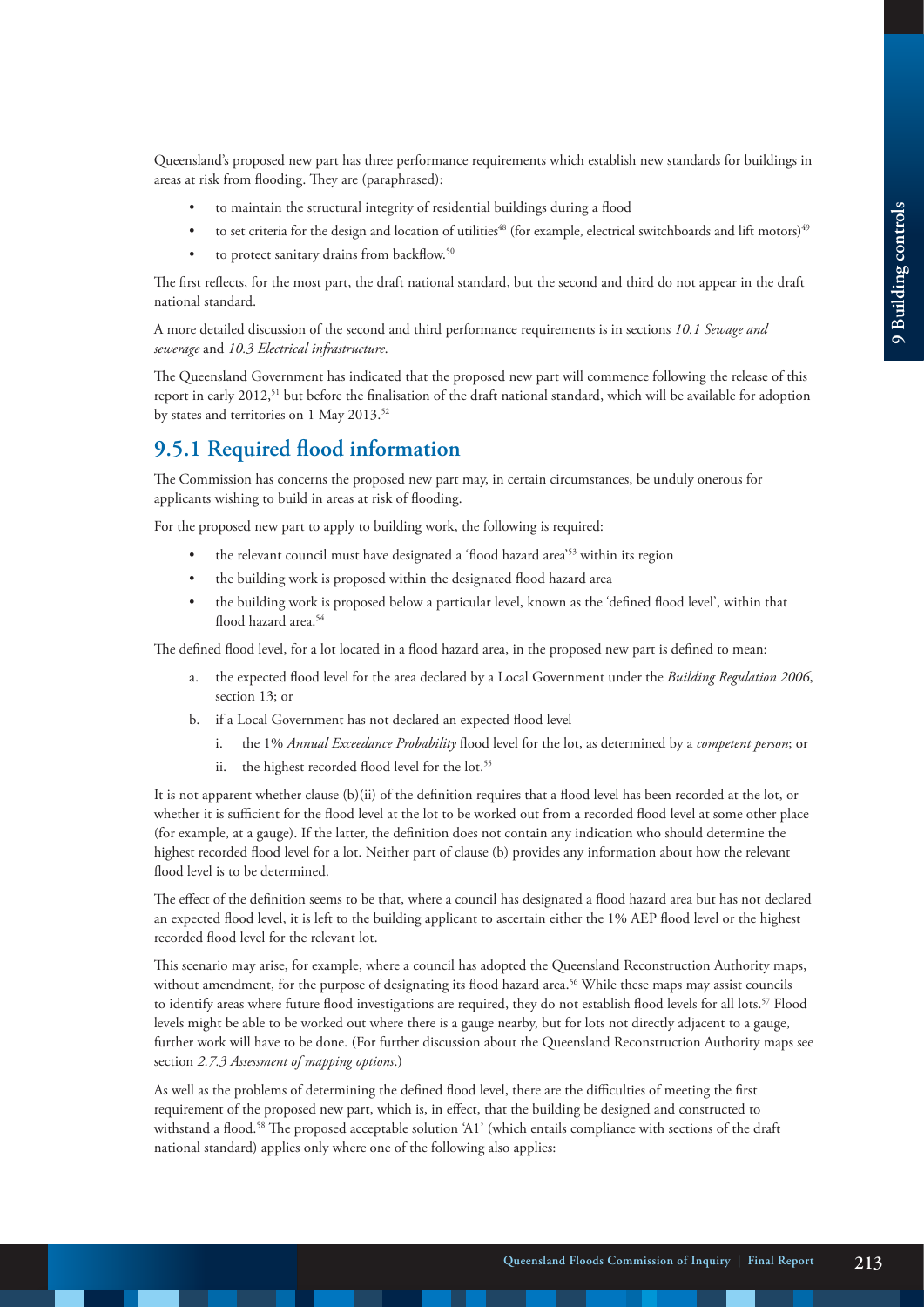Queensland's proposed new part has three performance requirements which establish new standards for buildings in areas at risk from flooding. They are (paraphrased):

- to maintain the structural integrity of residential buildings during a flood
- to set criteria for the design and location of utilities[48] (for example, electrical switchboards and lift motors)[49]
- to protect sanitary drains from backflow.[50]

The first reflects, for the most part, the draft national standard, but the second and third do not appear in the draft national standard.

A more detailed discussion of the second and third performance requirements is in sections *10.1 Sewage and sewerage* and *10.3 Electrical infrastructure*.

The Queensland Government has indicated that the proposed new part will commence following the release of this report in early 2012,[51] but before the finalisation of the draft national standard, which will be available for adoption by states and territories on 1 May 2013.[52]

## 9.5.1 Required flood information

The Commission has concerns the proposed new part may, in certain circumstances, be unduly onerous for applicants wishing to build in areas at risk of flooding.

For the proposed new part to apply to building work, the following is required:

- the relevant council must have designated a 'flood hazard area'[53] within its region
- the building work is proposed within the designated flood hazard area
- the building work is proposed below a particular level, known as the 'defined flood level', within that flood hazard area.[54]

The defined flood level, for a lot located in a flood hazard area, in the proposed new part is defined to mean:

a. the expected flood level for the area declared by a Local Government under the *Building Regulation 2006*, section 13; or

b. if a Local Government has not declared an expected flood level –

   i. the 1% *Annual Exceedance Probability* flood level for the lot, as determined by a *competent person*; or

   ii. the highest recorded flood level for the lot.[55]

It is not apparent whether clause (b)(ii) of the definition requires that a flood level has been recorded at the lot, or whether it is sufficient for the flood level at the lot to be worked out from a recorded flood level at some other place (for example, at a gauge). If the latter, the definition does not contain any indication who should determine the highest recorded flood level for a lot. Neither part of clause (b) provides any information about how the relevant flood level is to be determined.

The effect of the definition seems to be that, where a council has designated a flood hazard area but has not declared an expected flood level, it is left to the building applicant to ascertain either the 1% AEP flood level or the highest recorded flood level for the relevant lot.

This scenario may arise, for example, where a council has adopted the Queensland Reconstruction Authority maps, without amendment, for the purpose of designating its flood hazard area.[56] While these maps may assist councils to identify areas where future flood investigations are required, they do not establish flood levels for all lots.[57] Flood levels might be able to be worked out where there is a gauge nearby, but for lots not directly adjacent to a gauge, further work will have to be done. (For further discussion about the Queensland Reconstruction Authority maps see section *2.7.3 Assessment of mapping options*.)

As well as the problems of determining the defined flood level, there are the difficulties of meeting the first requirement of the proposed new part, which is, in effect, that the building be designed and constructed to withstand a flood.[58] The proposed acceptable solution 'A1' (which entails compliance with sections of the draft national standard) applies only where one of the following also applies: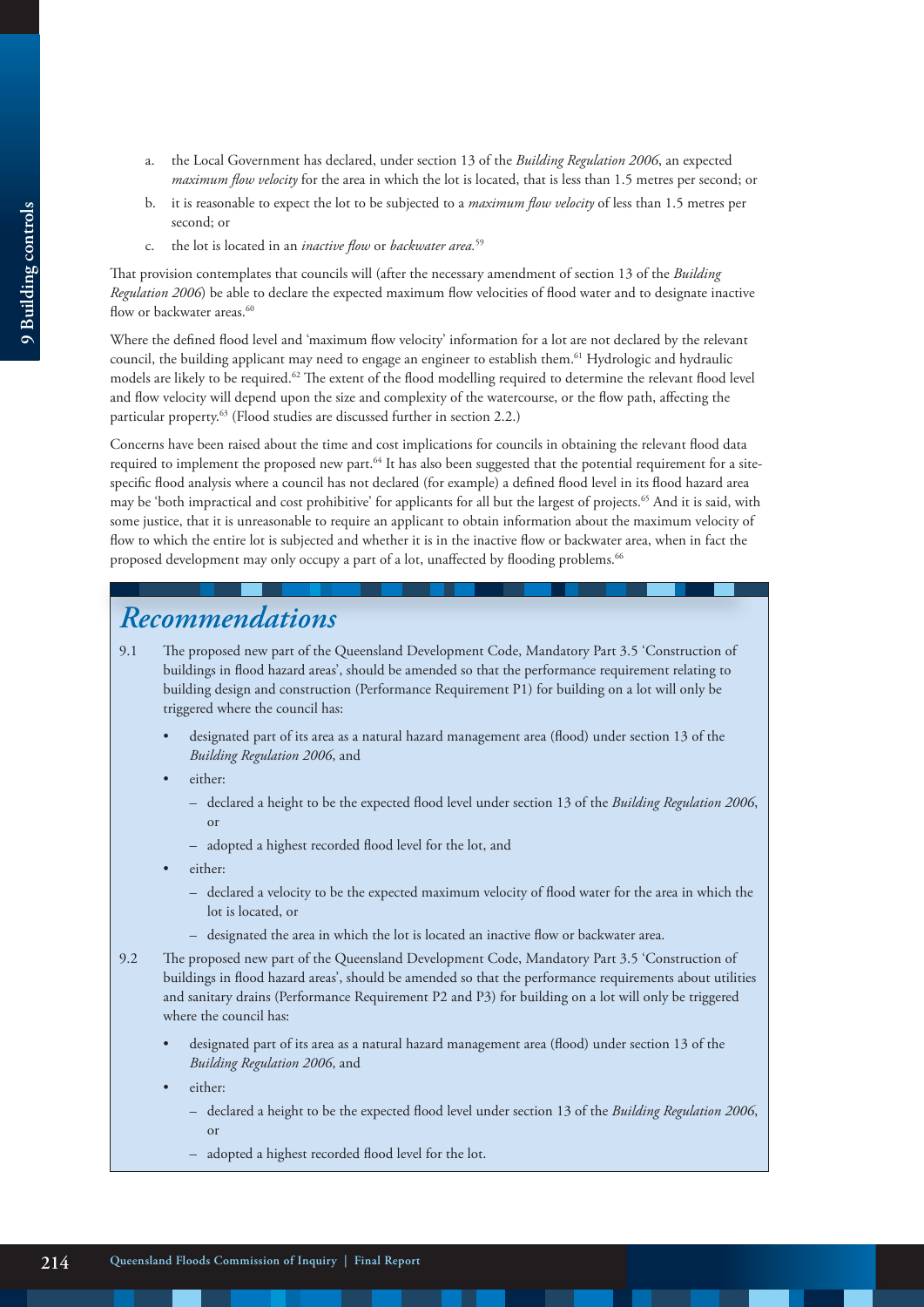a. the Local Government has declared, under section 13 of the *Building Regulation 2006*, an expected *maximum flow velocity* for the area in which the lot is located, that is less than 1.5 metres per second; or

b. it is reasonable to expect the lot to be subjected to a *maximum flow velocity* of less than 1.5 metres per second; or

c. the lot is located in an *inactive flow* or *backwater area*.[59]

That provision contemplates that councils will (after the necessary amendment of section 13 of the *Building Regulation 2006*) be able to declare the expected maximum flow velocities of flood water and to designate inactive flow or backwater areas.[60]

Where the defined flood level and 'maximum flow velocity' information for a lot are not declared by the relevant council, the building applicant may need to engage an engineer to establish them.[61] Hydrologic and hydraulic models are likely to be required.[62] The extent of the flood modelling required to determine the relevant flood level and flow velocity will depend upon the size and complexity of the watercourse, or the flow path, affecting the particular property.[63] (Flood studies are discussed further in section 2.2.)

Concerns have been raised about the time and cost implications for councils in obtaining the relevant flood data required to implement the proposed new part.[64] It has also been suggested that the potential requirement for a site-specific flood analysis where a council has not declared (for example) a defined flood level in its flood hazard area may be 'both impractical and cost prohibitive' for applicants for all but the largest of projects.[65] And it is said, with some justice, that it is unreasonable to require an applicant to obtain information about the maximum velocity of flow to which the entire lot is subjected and whether it is in the inactive flow or backwater area, when in fact the proposed development may only occupy a part of a lot, unaffected by flooding problems.[66]

## *Recommendations*

9.1 The proposed new part of the Queensland Development Code, Mandatory Part 3.5 'Construction of buildings in flood hazard areas', should be amended so that the performance requirement relating to building design and construction (Performance Requirement P1) for building on a lot will only be triggered where the council has:

- designated part of its area as a natural hazard management area (flood) under section 13 of the *Building Regulation 2006*, and
- either:
  - declared a height to be the expected flood level under section 13 of the *Building Regulation 2006*, or
  - adopted a highest recorded flood level for the lot, and
- either:
  - declared a velocity to be the expected maximum velocity of flood water for the area in which the lot is located, or
  - designated the area in which the lot is located an inactive flow or backwater area.

9.2 The proposed new part of the Queensland Development Code, Mandatory Part 3.5 'Construction of buildings in flood hazard areas', should be amended so that the performance requirements about utilities and sanitary drains (Performance Requirement P2 and P3) for building on a lot will only be triggered where the council has:

- designated part of its area as a natural hazard management area (flood) under section 13 of the *Building Regulation 2006*, and
- either:
  - declared a height to be the expected flood level under section 13 of the *Building Regulation 2006*, or
  - adopted a highest recorded flood level for the lot.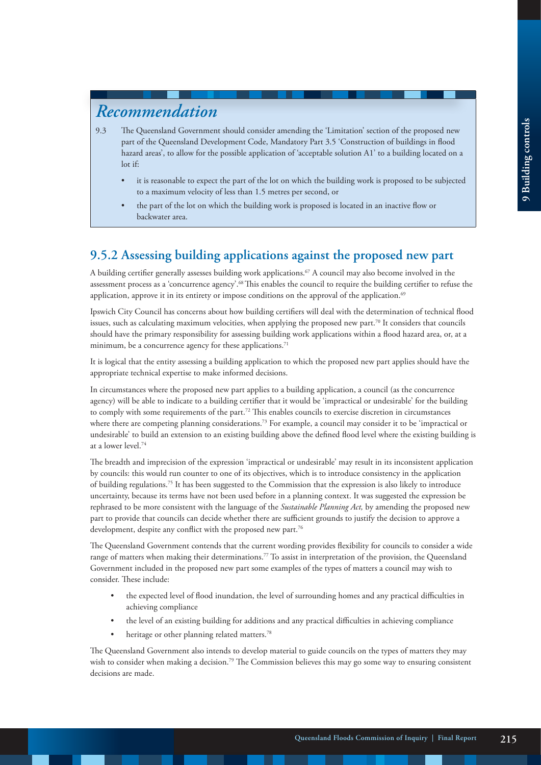## *Recommendation*

9.3 The Queensland Government should consider amending the 'Limitation' section of the proposed new part of the Queensland Development Code, Mandatory Part 3.5 'Construction of buildings in flood hazard areas', to allow for the possible application of 'acceptable solution A1' to a building located on a lot if:

- it is reasonable to expect the part of the lot on which the building work is proposed to be subjected to a maximum velocity of less than 1.5 metres per second, or
- the part of the lot on which the building work is proposed is located in an inactive flow or backwater area.

### 9.5.2 Assessing building applications against the proposed new part

A building certifier generally assesses building work applications.[67] A council may also become involved in the assessment process as a 'concurrence agency'.[68] This enables the council to require the building certifier to refuse the application, approve it in its entirety or impose conditions on the approval of the application.[69]

Ipswich City Council has concerns about how building certifiers will deal with the determination of technical flood issues, such as calculating maximum velocities, when applying the proposed new part.[70] It considers that councils should have the primary responsibility for assessing building work applications within a flood hazard area, or, at a minimum, be a concurrence agency for these applications.[71]

It is logical that the entity assessing a building application to which the proposed new part applies should have the appropriate technical expertise to make informed decisions.

In circumstances where the proposed new part applies to a building application, a council (as the concurrence agency) will be able to indicate to a building certifier that it would be 'impractical or undesirable' for the building to comply with some requirements of the part.[72] This enables councils to exercise discretion in circumstances where there are competing planning considerations.[73] For example, a council may consider it to be 'impractical or undesirable' to build an extension to an existing building above the defined flood level where the existing building is at a lower level.[74]

The breadth and imprecision of the expression 'impractical or undesirable' may result in its inconsistent application by councils: this would run counter to one of its objectives, which is to introduce consistency in the application of building regulations.[75] It has been suggested to the Commission that the expression is also likely to introduce uncertainty, because its terms have not been used before in a planning context. It was suggested the expression be rephrased to be more consistent with the language of the *Sustainable Planning Act,* by amending the proposed new part to provide that councils can decide whether there are sufficient grounds to justify the decision to approve a development, despite any conflict with the proposed new part.[76]

The Queensland Government contends that the current wording provides flexibility for councils to consider a wide range of matters when making their determinations.[77] To assist in interpretation of the provision, the Queensland Government included in the proposed new part some examples of the types of matters a council may wish to consider. These include:

- the expected level of flood inundation, the level of surrounding homes and any practical difficulties in achieving compliance
- the level of an existing building for additions and any practical difficulties in achieving compliance
- heritage or other planning related matters.[78]

The Queensland Government also intends to develop material to guide councils on the types of matters they may wish to consider when making a decision.[79] The Commission believes this may go some way to ensuring consistent decisions are made.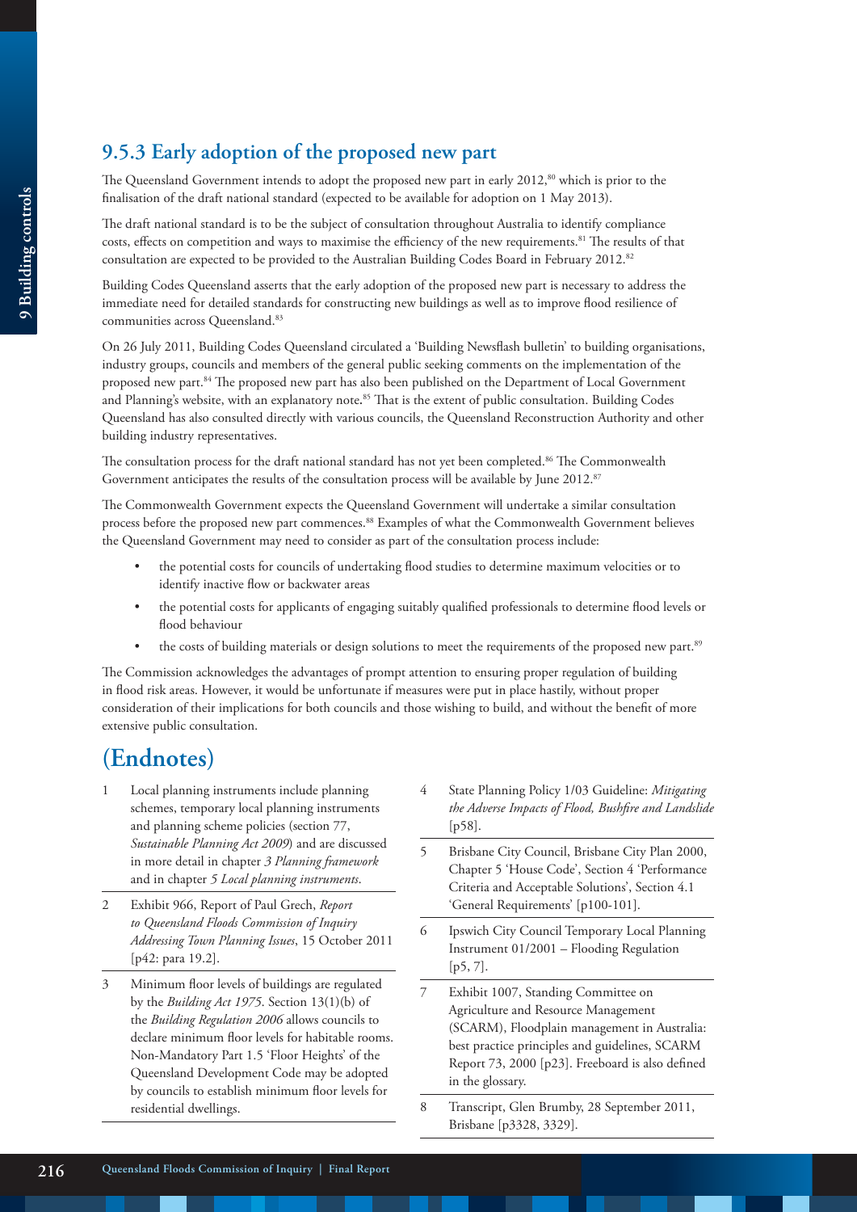### 9.5.3 Early adoption of the proposed new part

The Queensland Government intends to adopt the proposed new part in early 2012,[80] which is prior to the finalisation of the draft national standard (expected to be available for adoption on 1 May 2013).

The draft national standard is to be the subject of consultation throughout Australia to identify compliance costs, effects on competition and ways to maximise the efficiency of the new requirements.[81] The results of that consultation are expected to be provided to the Australian Building Codes Board in February 2012.[82]

Building Codes Queensland asserts that the early adoption of the proposed new part is necessary to address the immediate need for detailed standards for constructing new buildings as well as to improve flood resilience of communities across Queensland.[83]

On 26 July 2011, Building Codes Queensland circulated a 'Building Newsflash bulletin' to building organisations, industry groups, councils and members of the general public seeking comments on the implementation of the proposed new part.[84] The proposed new part has also been published on the Department of Local Government and Planning's website, with an explanatory note.[85] That is the extent of public consultation. Building Codes Queensland has also consulted directly with various councils, the Queensland Reconstruction Authority and other building industry representatives.

The consultation process for the draft national standard has not yet been completed.[86] The Commonwealth Government anticipates the results of the consultation process will be available by June 2012.[87]

The Commonwealth Government expects the Queensland Government will undertake a similar consultation process before the proposed new part commences.[88] Examples of what the Commonwealth Government believes the Queensland Government may need to consider as part of the consultation process include:

- the potential costs for councils of undertaking flood studies to determine maximum velocities or to identify inactive flow or backwater areas
- the potential costs for applicants of engaging suitably qualified professionals to determine flood levels or flood behaviour
- the costs of building materials or design solutions to meet the requirements of the proposed new part.[89]

The Commission acknowledges the advantages of prompt attention to ensuring proper regulation of building in flood risk areas. However, it would be unfortunate if measures were put in place hastily, without proper consideration of their implications for both councils and those wishing to build, and without the benefit of more extensive public consultation.

## (Endnotes)

1. Local planning instruments include planning schemes, temporary local planning instruments and planning scheme policies (section 77, *Sustainable Planning Act 2009*) and are discussed in more detail in chapter *3 Planning framework* and in chapter *5 Local planning instruments*.
2. Exhibit 966, Report of Paul Grech, *Report to Queensland Floods Commission of Inquiry Addressing Town Planning Issues*, 15 October 2011 [p42: para 19.2].
3. Minimum floor levels of buildings are regulated by the *Building Act 1975*. Section 13(1)(b) of the *Building Regulation 2006* allows councils to declare minimum floor levels for habitable rooms. Non-Mandatory Part 1.5 'Floor Heights' of the Queensland Development Code may be adopted by councils to establish minimum floor levels for residential dwellings.
4. State Planning Policy 1/03 Guideline: *Mitigating the Adverse Impacts of Flood, Bushfire and Landslide* [p58].
5. Brisbane City Council, Brisbane City Plan 2000, Chapter 5 'House Code', Section 4 'Performance Criteria and Acceptable Solutions', Section 4.1 'General Requirements' [p100-101].
6. Ipswich City Council Temporary Local Planning Instrument 01/2001 – Flooding Regulation [p5, 7].
7. Exhibit 1007, Standing Committee on Agriculture and Resource Management (SCARM), Floodplain management in Australia: best practice principles and guidelines, SCARM Report 73, 2000 [p23]. Freeboard is also defined in the glossary.
8. Transcript, Glen Brumby, 28 September 2011, Brisbane [p3328, 3329].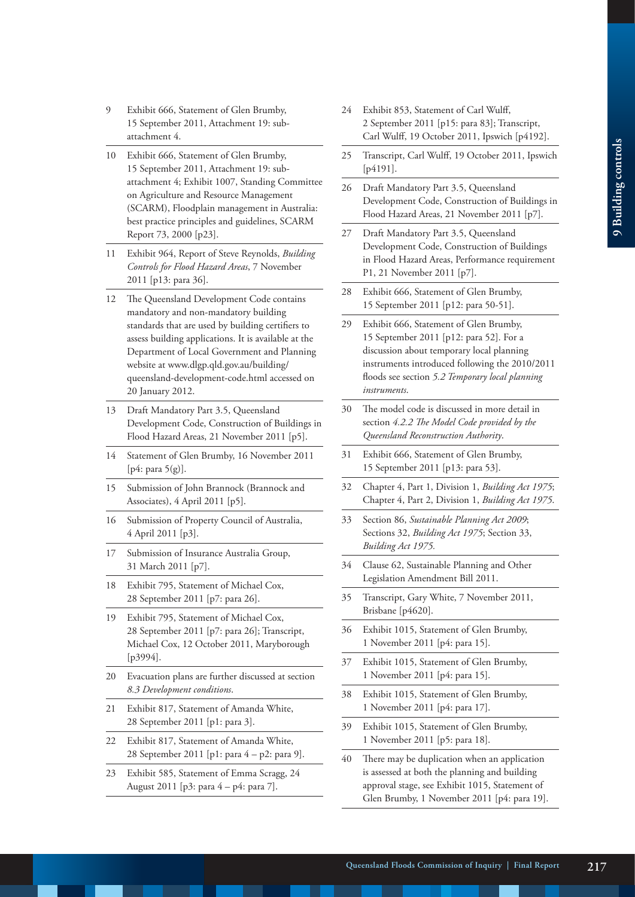9 Exhibit 666, Statement of Glen Brumby, 15 September 2011, Attachment 19: sub-attachment 4.

10 Exhibit 666, Statement of Glen Brumby, 15 September 2011, Attachment 19: sub-attachment 4; Exhibit 1007, Standing Committee on Agriculture and Resource Management (SCARM), Floodplain management in Australia: best practice principles and guidelines, SCARM Report 73, 2000 [p23].

11 Exhibit 964, Report of Steve Reynolds, *Building Controls for Flood Hazard Areas*, 7 November 2011 [p13: para 36].

12 The Queensland Development Code contains mandatory and non-mandatory building standards that are used by building certifiers to assess building applications. It is available at the Department of Local Government and Planning website at www.dlgp.qld.gov.au/building/queensland-development-code.html accessed on 20 January 2012.

13 Draft Mandatory Part 3.5, Queensland Development Code, Construction of Buildings in Flood Hazard Areas, 21 November 2011 [p5].

14 Statement of Glen Brumby, 16 November 2011 [p4: para 5(g)].

15 Submission of John Brannock (Brannock and Associates), 4 April 2011 [p5].

16 Submission of Property Council of Australia, 4 April 2011 [p3].

17 Submission of Insurance Australia Group, 31 March 2011 [p7].

18 Exhibit 795, Statement of Michael Cox, 28 September 2011 [p7: para 26].

19 Exhibit 795, Statement of Michael Cox, 28 September 2011 [p7: para 26]; Transcript, Michael Cox, 12 October 2011, Maryborough [p3994].

20 Evacuation plans are further discussed at section *8.3 Development conditions*.

21 Exhibit 817, Statement of Amanda White, 28 September 2011 [p1: para 3].

22 Exhibit 817, Statement of Amanda White, 28 September 2011 [p1: para 4 – p2: para 9].

23 Exhibit 585, Statement of Emma Scragg, 24 August 2011 [p3: para 4 – p4: para 7].

24 Exhibit 853, Statement of Carl Wulff, 2 September 2011 [p15: para 83]; Transcript, Carl Wulff, 19 October 2011, Ipswich [p4192].

25 Transcript, Carl Wulff, 19 October 2011, Ipswich [p4191].

26 Draft Mandatory Part 3.5, Queensland Development Code, Construction of Buildings in Flood Hazard Areas, 21 November 2011 [p7].

27 Draft Mandatory Part 3.5, Queensland Development Code, Construction of Buildings in Flood Hazard Areas, Performance requirement P1, 21 November 2011 [p7].

28 Exhibit 666, Statement of Glen Brumby, 15 September 2011 [p12: para 50-51].

29 Exhibit 666, Statement of Glen Brumby, 15 September 2011 [p12: para 52]. For a discussion about temporary local planning instruments introduced following the 2010/2011 floods see section *5.2 Temporary local planning instruments*.

30 The model code is discussed in more detail in section *4.2.2 The Model Code provided by the Queensland Reconstruction Authority*.

31 Exhibit 666, Statement of Glen Brumby, 15 September 2011 [p13: para 53].

32 Chapter 4, Part 1, Division 1, *Building Act 1975*; Chapter 4, Part 2, Division 1, *Building Act 1975*.

33 Section 86, *Sustainable Planning Act 2009*; Sections 32, *Building Act 1975*; Section 33, *Building Act 1975*.

34 Clause 62, Sustainable Planning and Other Legislation Amendment Bill 2011.

35 Transcript, Gary White, 7 November 2011, Brisbane [p4620].

36 Exhibit 1015, Statement of Glen Brumby, 1 November 2011 [p4: para 15].

37 Exhibit 1015, Statement of Glen Brumby, 1 November 2011 [p4: para 15].

38 Exhibit 1015, Statement of Glen Brumby, 1 November 2011 [p4: para 17].

39 Exhibit 1015, Statement of Glen Brumby, 1 November 2011 [p5: para 18].

40 There may be duplication when an application is assessed at both the planning and building approval stage, see Exhibit 1015, Statement of Glen Brumby, 1 November 2011 [p4: para 19].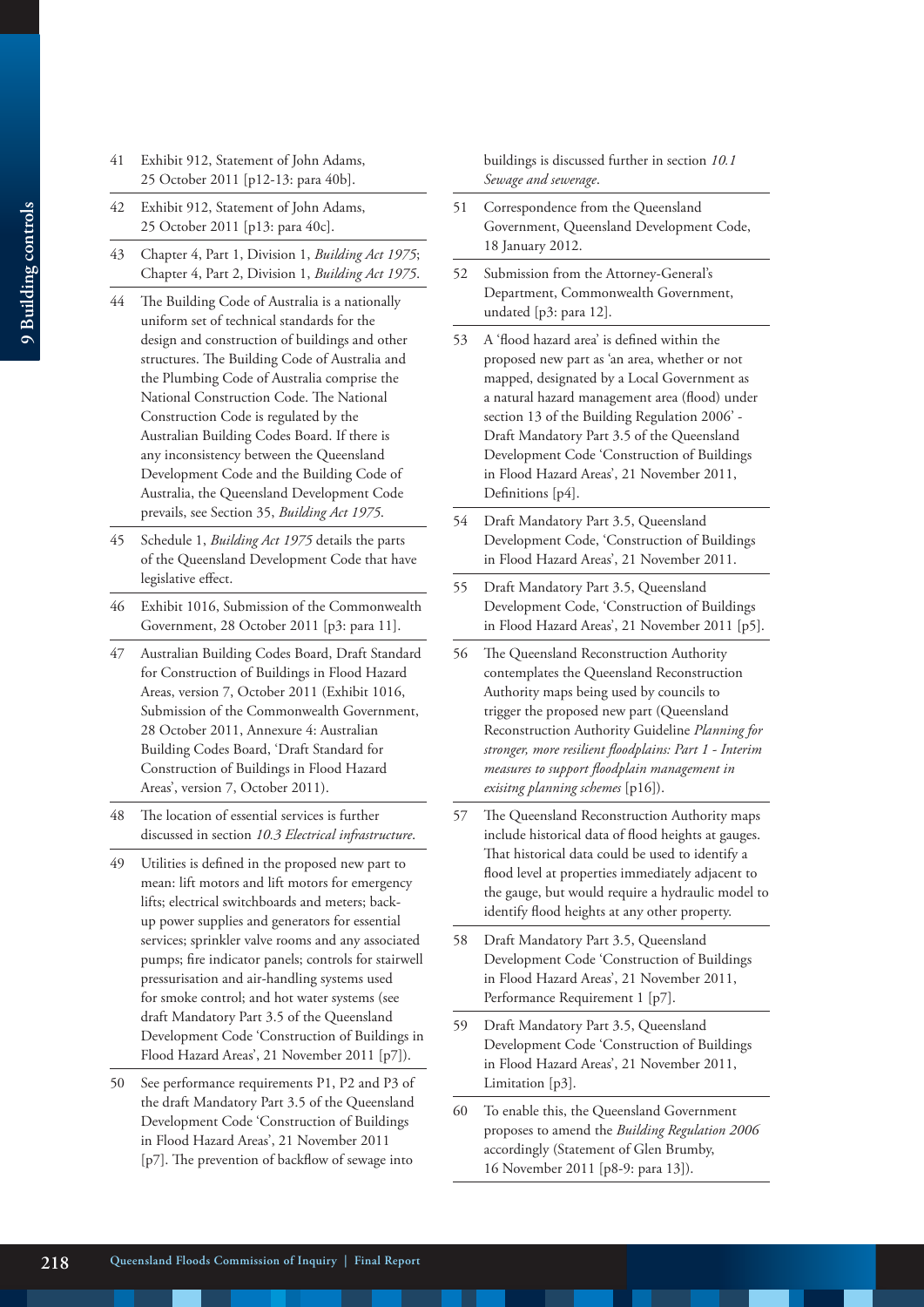41 Exhibit 912, Statement of John Adams, 25 October 2011 [p12-13: para 40b].

42 Exhibit 912, Statement of John Adams, 25 October 2011 [p13: para 40c].

43 Chapter 4, Part 1, Division 1, *Building Act 1975*; Chapter 4, Part 2, Division 1, *Building Act 1975*.

44 The Building Code of Australia is a nationally uniform set of technical standards for the design and construction of buildings and other structures. The Building Code of Australia and the Plumbing Code of Australia comprise the National Construction Code. The National Construction Code is regulated by the Australian Building Codes Board. If there is any inconsistency between the Queensland Development Code and the Building Code of Australia, the Queensland Development Code prevails, see Section 35, *Building Act 1975*.

45 Schedule 1, *Building Act 1975* details the parts of the Queensland Development Code that have legislative effect.

46 Exhibit 1016, Submission of the Commonwealth Government, 28 October 2011 [p3: para 11].

47 Australian Building Codes Board, Draft Standard for Construction of Buildings in Flood Hazard Areas, version 7, October 2011 (Exhibit 1016, Submission of the Commonwealth Government, 28 October 2011, Annexure 4: Australian Building Codes Board, 'Draft Standard for Construction of Buildings in Flood Hazard Areas', version 7, October 2011).

48 The location of essential services is further discussed in section *10.3 Electrical infrastructure*.

49 Utilities is defined in the proposed new part to mean: lift motors and lift motors for emergency lifts; electrical switchboards and meters; back-up power supplies and generators for essential services; sprinkler valve rooms and any associated pumps; fire indicator panels; controls for stairwell pressurisation and air-handling systems used for smoke control; and hot water systems (see draft Mandatory Part 3.5 of the Queensland Development Code 'Construction of Buildings in Flood Hazard Areas', 21 November 2011 [p7]).

50 See performance requirements P1, P2 and P3 of the draft Mandatory Part 3.5 of the Queensland Development Code 'Construction of Buildings in Flood Hazard Areas', 21 November 2011 [p7]. The prevention of backflow of sewage into buildings is discussed further in section *10.1 Sewage and sewerage*.

51 Correspondence from the Queensland Government, Queensland Development Code, 18 January 2012.

52 Submission from the Attorney-General's Department, Commonwealth Government, undated [p3: para 12].

53 A 'flood hazard area' is defined within the proposed new part as 'an area, whether or not mapped, designated by a Local Government as a natural hazard management area (flood) under section 13 of the Building Regulation 2006' - Draft Mandatory Part 3.5 of the Queensland Development Code 'Construction of Buildings in Flood Hazard Areas', 21 November 2011, Definitions [p4].

54 Draft Mandatory Part 3.5, Queensland Development Code, 'Construction of Buildings in Flood Hazard Areas', 21 November 2011.

55 Draft Mandatory Part 3.5, Queensland Development Code, 'Construction of Buildings in Flood Hazard Areas', 21 November 2011 [p5].

56 The Queensland Reconstruction Authority contemplates the Queensland Reconstruction Authority maps being used by councils to trigger the proposed new part (Queensland Reconstruction Authority Guideline *Planning for stronger, more resilient floodplains: Part 1 - Interim measures to support floodplain management in exisitng planning schemes* [p16]).

57 The Queensland Reconstruction Authority maps include historical data of flood heights at gauges. That historical data could be used to identify a flood level at properties immediately adjacent to the gauge, but would require a hydraulic model to identify flood heights at any other property.

58 Draft Mandatory Part 3.5, Queensland Development Code 'Construction of Buildings in Flood Hazard Areas', 21 November 2011, Performance Requirement 1 [p7].

59 Draft Mandatory Part 3.5, Queensland Development Code 'Construction of Buildings in Flood Hazard Areas', 21 November 2011, Limitation [p3].

60 To enable this, the Queensland Government proposes to amend the *Building Regulation 2006* accordingly (Statement of Glen Brumby, 16 November 2011 [p8-9: para 13]).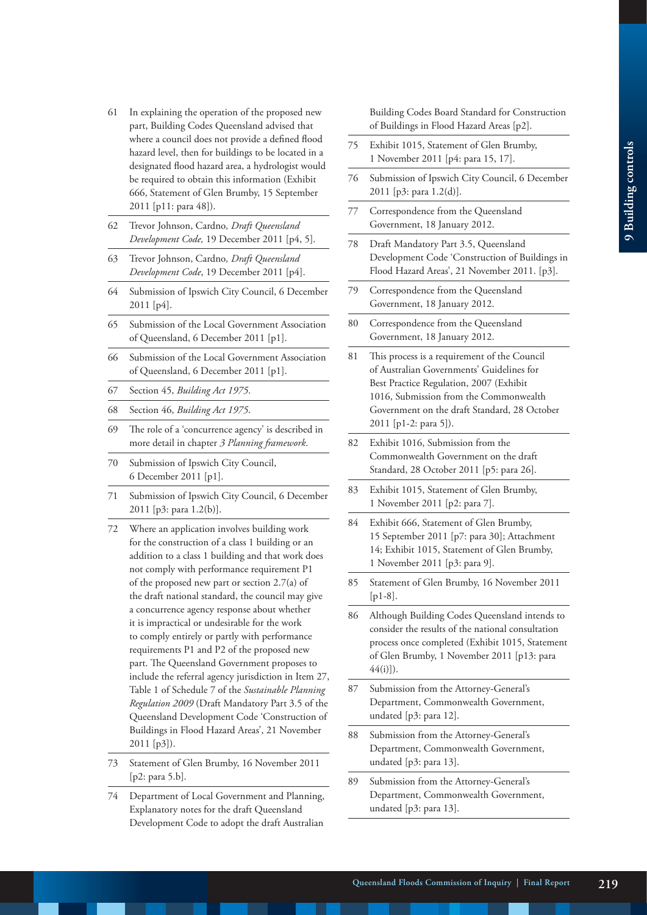61 In explaining the operation of the proposed new part, Building Codes Queensland advised that where a council does not provide a defined flood hazard level, then for buildings to be located in a designated flood hazard area, a hydrologist would be required to obtain this information (Exhibit 666, Statement of Glen Brumby, 15 September 2011 [p11: para 48]).

62 Trevor Johnson, Cardno, *Draft Queensland Development Code,* 19 December 2011 [p4, 5].

63 Trevor Johnson, Cardno, *Draft Queensland Development Code*, 19 December 2011 [p4].

64 Submission of Ipswich City Council, 6 December 2011 [p4].

65 Submission of the Local Government Association of Queensland, 6 December 2011 [p1].

66 Submission of the Local Government Association of Queensland, 6 December 2011 [p1].

67 Section 45, *Building Act 1975.*

68 Section 46, *Building Act 1975.*

69 The role of a 'concurrence agency' is described in more detail in chapter *3 Planning framework.*

70 Submission of Ipswich City Council, 6 December 2011 [p1].

71 Submission of Ipswich City Council, 6 December 2011 [p3: para 1.2(b)].

72 Where an application involves building work for the construction of a class 1 building or an addition to a class 1 building and that work does not comply with performance requirement P1 of the proposed new part or section 2.7(a) of the draft national standard, the council may give a concurrence agency response about whether it is impractical or undesirable for the work to comply entirely or partly with performance requirements P1 and P2 of the proposed new part. The Queensland Government proposes to include the referral agency jurisdiction in Item 27, Table 1 of Schedule 7 of the *Sustainable Planning Regulation 2009* (Draft Mandatory Part 3.5 of the Queensland Development Code 'Construction of Buildings in Flood Hazard Areas', 21 November 2011 [p3]).

73 Statement of Glen Brumby, 16 November 2011 [p2: para 5.b].

74 Department of Local Government and Planning, Explanatory notes for the draft Queensland Development Code to adopt the draft Australian Building Codes Board Standard for Construction of Buildings in Flood Hazard Areas [p2].

75 Exhibit 1015, Statement of Glen Brumby, 1 November 2011 [p4: para 15, 17].

76 Submission of Ipswich City Council, 6 December 2011 [p3: para 1.2(d)].

77 Correspondence from the Queensland Government, 18 January 2012.

78 Draft Mandatory Part 3.5, Queensland Development Code 'Construction of Buildings in Flood Hazard Areas', 21 November 2011. [p3].

79 Correspondence from the Queensland Government, 18 January 2012.

80 Correspondence from the Queensland Government, 18 January 2012.

81 This process is a requirement of the Council of Australian Governments' Guidelines for Best Practice Regulation, 2007 (Exhibit 1016, Submission from the Commonwealth Government on the draft Standard, 28 October 2011 [p1-2: para 5]).

82 Exhibit 1016, Submission from the Commonwealth Government on the draft Standard, 28 October 2011 [p5: para 26].

83 Exhibit 1015, Statement of Glen Brumby, 1 November 2011 [p2: para 7].

84 Exhibit 666, Statement of Glen Brumby, 15 September 2011 [p7: para 30]; Attachment 14; Exhibit 1015, Statement of Glen Brumby, 1 November 2011 [p3: para 9].

85 Statement of Glen Brumby, 16 November 2011 [p1-8].

86 Although Building Codes Queensland intends to consider the results of the national consultation process once completed (Exhibit 1015, Statement of Glen Brumby, 1 November 2011 [p13: para 44(i)]).

87 Submission from the Attorney-General's Department, Commonwealth Government, undated [p3: para 12].

88 Submission from the Attorney-General's Department, Commonwealth Government, undated [p3: para 13].

89 Submission from the Attorney-General's Department, Commonwealth Government, undated [p3: para 13].